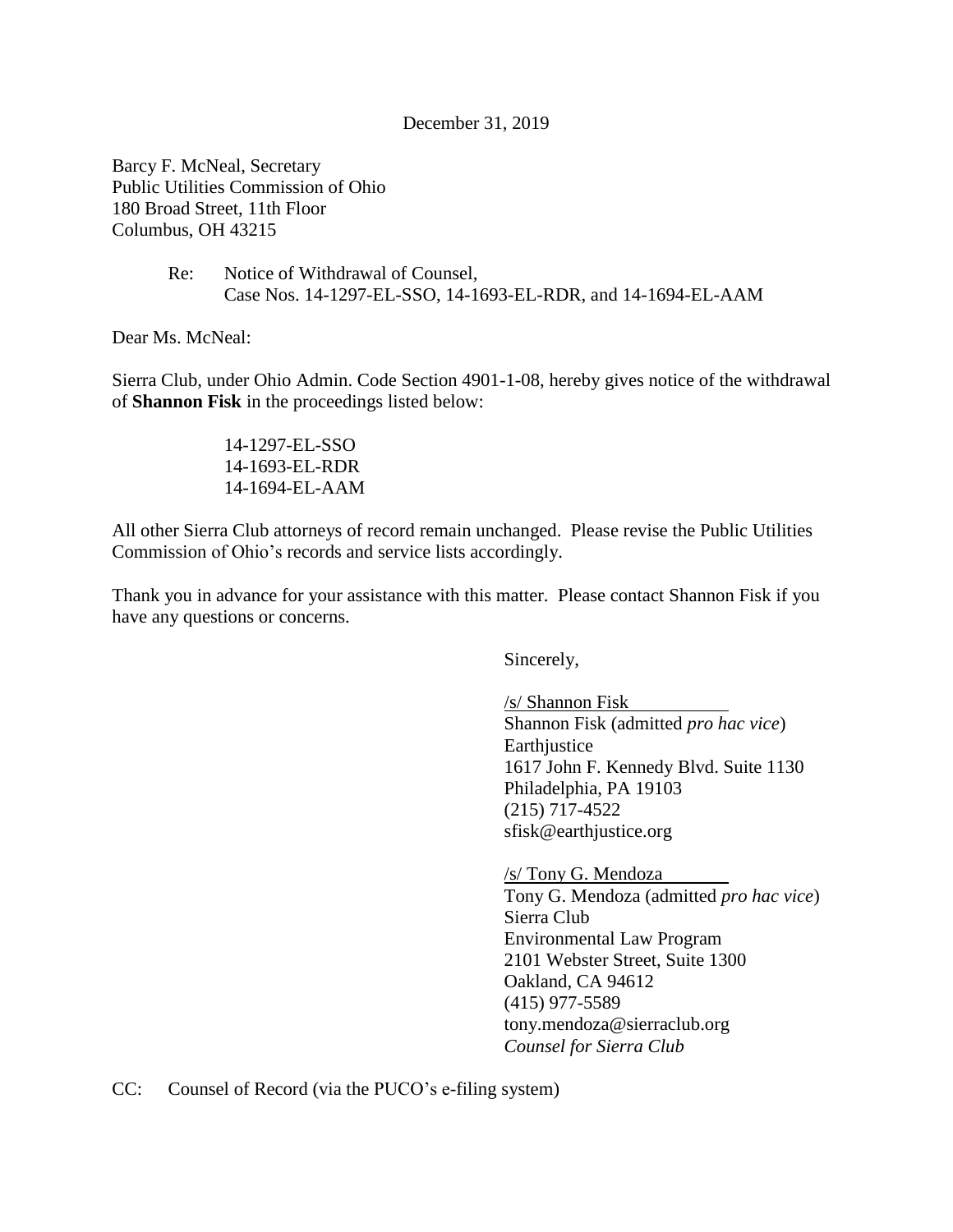December 31, 2019

Barcy F. McNeal, Secretary
Public Utilities Commission of Ohio
180 Broad Street, 11th Floor
Columbus, OH 43215

Re: Notice of Withdrawal of Counsel,
Case Nos. 14-1297-EL-SSO, 14-1693-EL-RDR, and 14-1694-EL-AAM

Dear Ms. McNeal:

Sierra Club, under Ohio Admin. Code Section 4901-1-08, hereby gives notice of the withdrawal of **Shannon Fisk** in the proceedings listed below:

14-1297-EL-SSO
14-1693-EL-RDR
14-1694-EL-AAM

All other Sierra Club attorneys of record remain unchanged. Please revise the Public Utilities Commission of Ohio's records and service lists accordingly.

Thank you in advance for your assistance with this matter. Please contact Shannon Fisk if you have any questions or concerns.

Sincerely,

/s/ Shannon Fisk
Shannon Fisk (admitted *pro hac vice*)
Earthjustice
1617 John F. Kennedy Blvd. Suite 1130
Philadelphia, PA 19103
(215) 717-4522
sfisk@earthjustice.org

/s/ Tony G. Mendoza
Tony G. Mendoza (admitted *pro hac vice*)
Sierra Club
Environmental Law Program
2101 Webster Street, Suite 1300
Oakland, CA 94612
(415) 977-5589
tony.mendoza@sierraclub.org
*Counsel for Sierra Club*

CC: Counsel of Record (via the PUCO's e-filing system)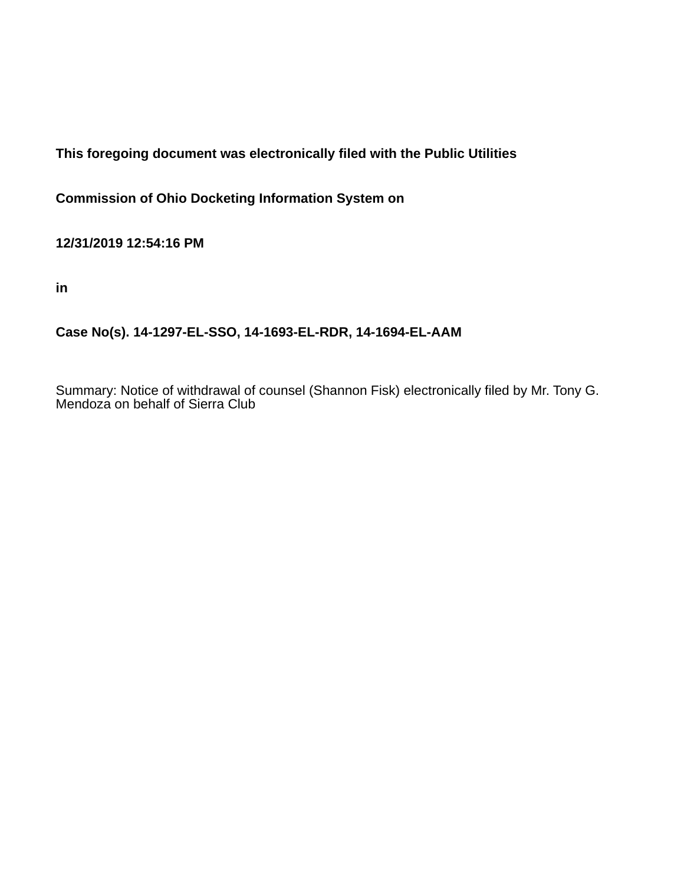**This foregoing document was electronically filed with the Public Utilities**

**Commission of Ohio Docketing Information System on**

**12/31/2019 12:54:16 PM**

**in**

**Case No(s). 14-1297-EL-SSO, 14-1693-EL-RDR, 14-1694-EL-AAM**

Summary: Notice of withdrawal of counsel (Shannon Fisk) electronically filed by Mr. Tony G. Mendoza on behalf of Sierra Club